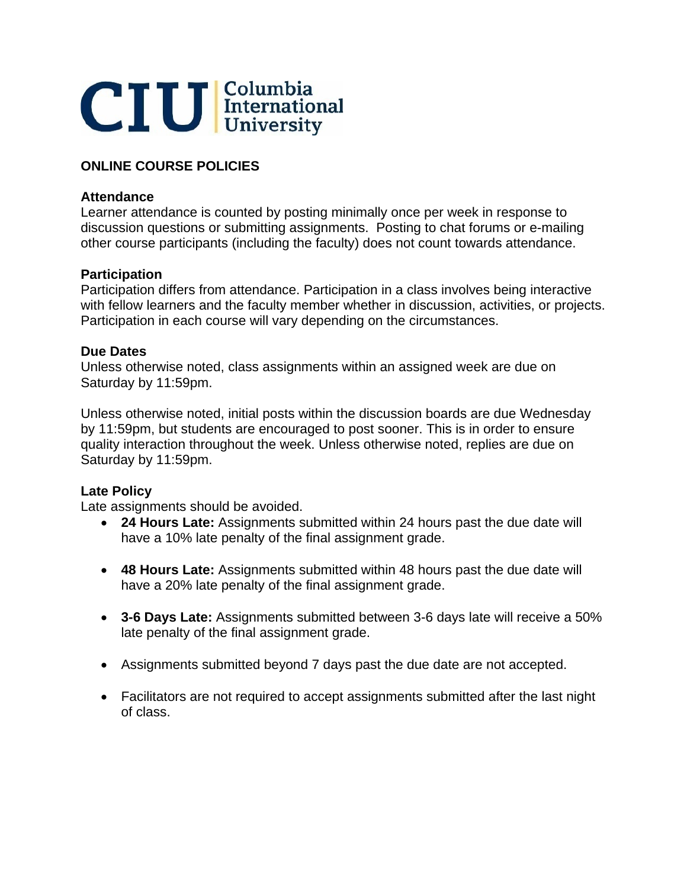CIU Columbia International University

## ONLINE COURSE POLICIES

### Attendance

Learner attendance is counted by posting minimally once per week in response to discussion questions or submitting assignments. Posting to chat forums or e-mailing other course participants (including the faculty) does not count towards attendance.

### Participation

Participation differs from attendance. Participation in a class involves being interactive with fellow learners and the faculty member whether in discussion, activities, or projects. Participation in each course will vary depending on the circumstances.

### Due Dates

Unless otherwise noted, class assignments within an assigned week are due on Saturday by 11:59pm.

Unless otherwise noted, initial posts within the discussion boards are due Wednesday by 11:59pm, but students are encouraged to post sooner. This is in order to ensure quality interaction throughout the week. Unless otherwise noted, replies are due on Saturday by 11:59pm.

### Late Policy

Late assignments should be avoided.

- **24 Hours Late:** Assignments submitted within 24 hours past the due date will have a 10% late penalty of the final assignment grade.

- **48 Hours Late:** Assignments submitted within 48 hours past the due date will have a 20% late penalty of the final assignment grade.

- **3-6 Days Late:** Assignments submitted between 3-6 days late will receive a 50% late penalty of the final assignment grade.

- Assignments submitted beyond 7 days past the due date are not accepted.

- Facilitators are not required to accept assignments submitted after the last night of class.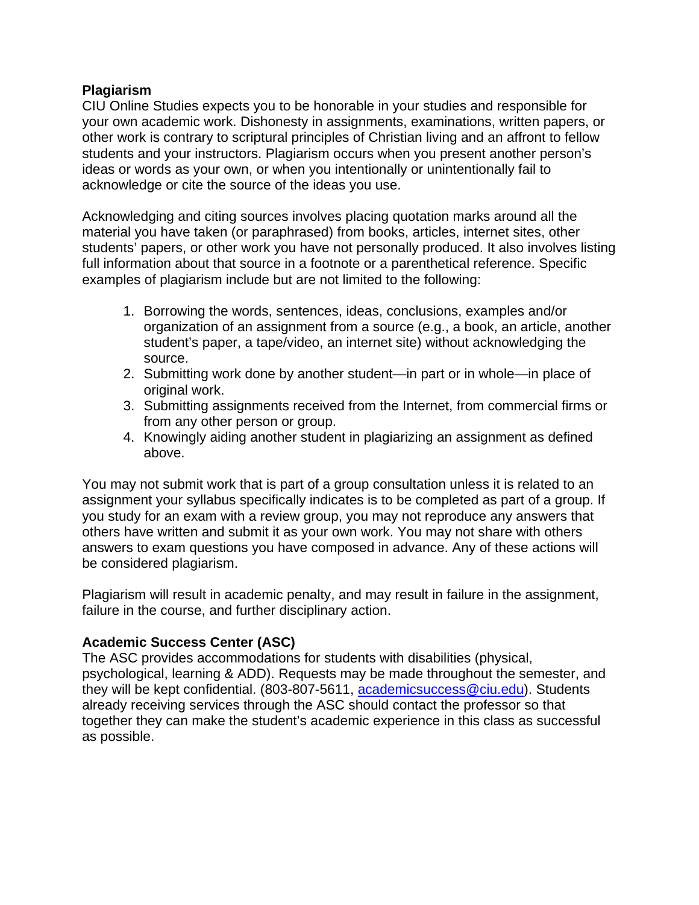**Plagiarism**

CIU Online Studies expects you to be honorable in your studies and responsible for your own academic work. Dishonesty in assignments, examinations, written papers, or other work is contrary to scriptural principles of Christian living and an affront to fellow students and your instructors. Plagiarism occurs when you present another person's ideas or words as your own, or when you intentionally or unintentionally fail to acknowledge or cite the source of the ideas you use.

Acknowledging and citing sources involves placing quotation marks around all the material you have taken (or paraphrased) from books, articles, internet sites, other students' papers, or other work you have not personally produced. It also involves listing full information about that source in a footnote or a parenthetical reference. Specific examples of plagiarism include but are not limited to the following:

1. Borrowing the words, sentences, ideas, conclusions, examples and/or organization of an assignment from a source (e.g., a book, an article, another student's paper, a tape/video, an internet site) without acknowledging the source.
2. Submitting work done by another student—in part or in whole—in place of original work.
3. Submitting assignments received from the Internet, from commercial firms or from any other person or group.
4. Knowingly aiding another student in plagiarizing an assignment as defined above.

You may not submit work that is part of a group consultation unless it is related to an assignment your syllabus specifically indicates is to be completed as part of a group. If you study for an exam with a review group, you may not reproduce any answers that others have written and submit it as your own work. You may not share with others answers to exam questions you have composed in advance. Any of these actions will be considered plagiarism.

Plagiarism will result in academic penalty, and may result in failure in the assignment, failure in the course, and further disciplinary action.

**Academic Success Center (ASC)**

The ASC provides accommodations for students with disabilities (physical, psychological, learning & ADD). Requests may be made throughout the semester, and they will be kept confidential. (803-807-5611, academicsuccess@ciu.edu). Students already receiving services through the ASC should contact the professor so that together they can make the student's academic experience in this class as successful as possible.